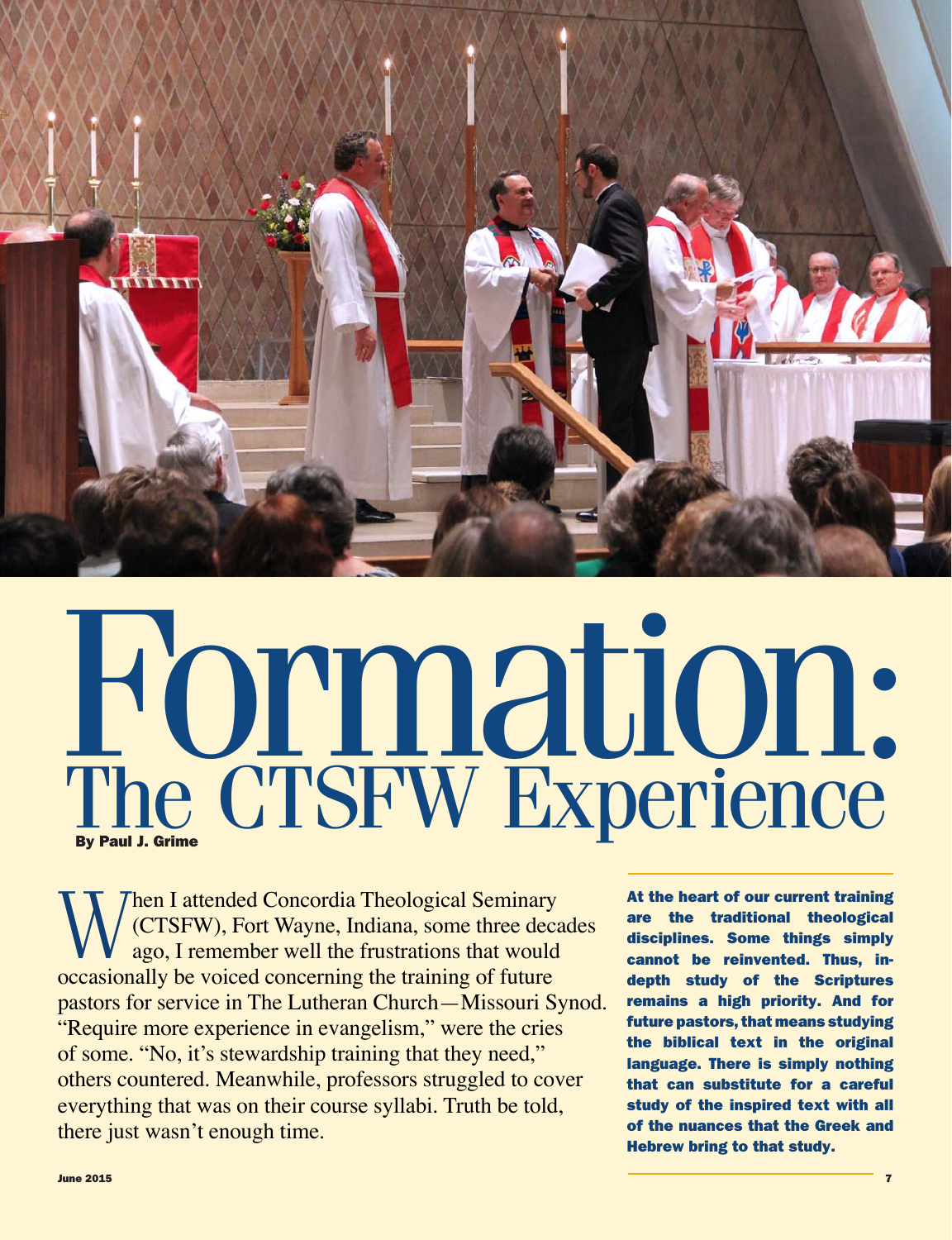# Formation: The CTSFW Experience

**By Paul J. Grime**

When I attended Concordia Theological Seminary (CTSFW), Fort Wayne, Indiana, some three decades ago, I remember well the frustrations that would occasionally be voiced concerning the training of future pastors for service in The Lutheran Church—Missouri Synod. "Require more experience in evangelism," were the cries of some. "No, it's stewardship training that they need," others countered. Meanwhile, professors struggled to cover everything that was on their course syllabi. Truth be told, there just wasn't enough time.

**At the heart of our current training are the traditional theological disciplines. Some things simply cannot be reinvented. Thus, in-depth study of the Scriptures remains a high priority. And for future pastors, that means studying the biblical text in the original language. There is simply nothing that can substitute for a careful study of the inspired text with all of the nuances that the Greek and Hebrew bring to that study.**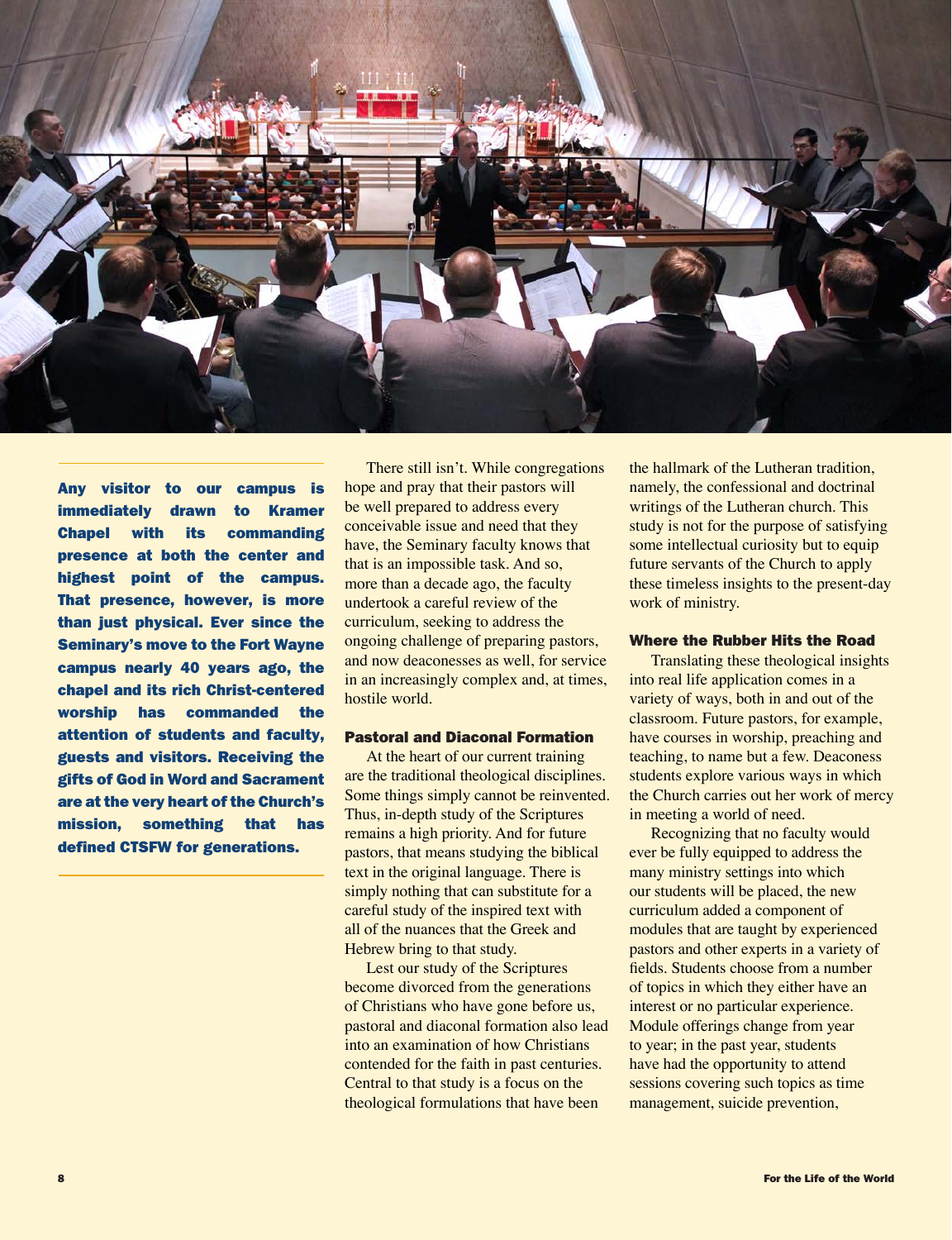**Any visitor to our campus is immediately drawn to Kramer Chapel with its commanding presence at both the center and highest point of the campus. That presence, however, is more than just physical. Ever since the Seminary's move to the Fort Wayne campus nearly 40 years ago, the chapel and its rich Christ-centered worship has commanded the attention of students and faculty, guests and visitors. Receiving the gifts of God in Word and Sacrament are at the very heart of the Church's mission, something that has defined CTSFW for generations.**

There still isn't. While congregations hope and pray that their pastors will be well prepared to address every conceivable issue and need that they have, the Seminary faculty knows that that is an impossible task. And so, more than a decade ago, the faculty undertook a careful review of the curriculum, seeking to address the ongoing challenge of preparing pastors, and now deaconesses as well, for service in an increasingly complex and, at times, hostile world.

## Pastoral and Diaconal Formation

At the heart of our current training are the traditional theological disciplines. Some things simply cannot be reinvented. Thus, in-depth study of the Scriptures remains a high priority. And for future pastors, that means studying the biblical text in the original language. There is simply nothing that can substitute for a careful study of the inspired text with all of the nuances that the Greek and Hebrew bring to that study.

Lest our study of the Scriptures become divorced from the generations of Christians who have gone before us, pastoral and diaconal formation also lead into an examination of how Christians contended for the faith in past centuries. Central to that study is a focus on the theological formulations that have been the hallmark of the Lutheran tradition, namely, the confessional and doctrinal writings of the Lutheran church. This study is not for the purpose of satisfying some intellectual curiosity but to equip future servants of the Church to apply these timeless insights to the present-day work of ministry.

## Where the Rubber Hits the Road

Translating these theological insights into real life application comes in a variety of ways, both in and out of the classroom. Future pastors, for example, have courses in worship, preaching and teaching, to name but a few. Deaconess students explore various ways in which the Church carries out her work of mercy in meeting a world of need.

Recognizing that no faculty would ever be fully equipped to address the many ministry settings into which our students will be placed, the new curriculum added a component of modules that are taught by experienced pastors and other experts in a variety of fields. Students choose from a number of topics in which they either have an interest or no particular experience. Module offerings change from year to year; in the past year, students have had the opportunity to attend sessions covering such topics as time management, suicide prevention,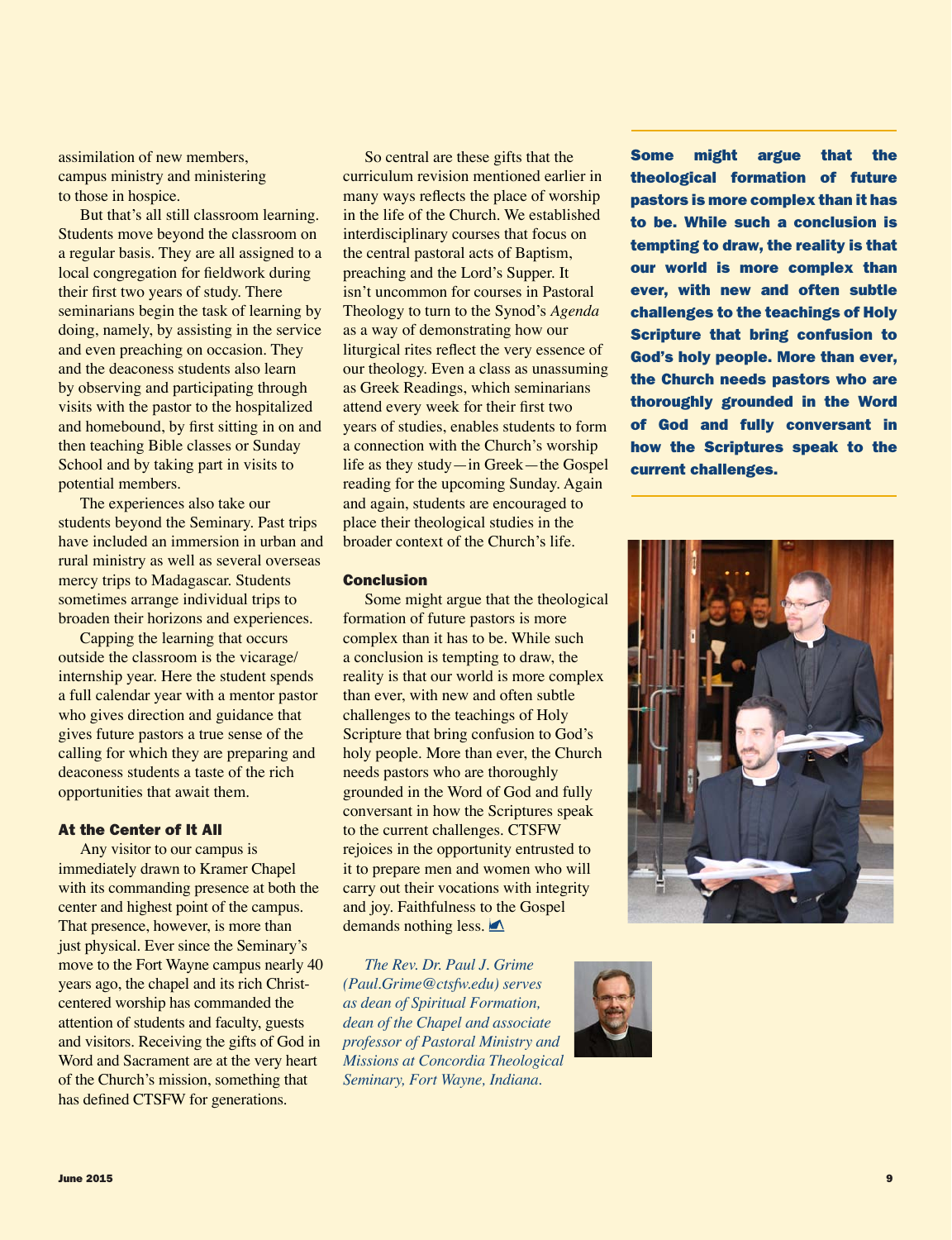assimilation of new members, campus ministry and ministering to those in hospice.

But that's all still classroom learning. Students move beyond the classroom on a regular basis. They are all assigned to a local congregation for fieldwork during their first two years of study. There seminarians begin the task of learning by doing, namely, by assisting in the service and even preaching on occasion. They and the deaconess students also learn by observing and participating through visits with the pastor to the hospitalized and homebound, by first sitting in on and then teaching Bible classes or Sunday School and by taking part in visits to potential members.

The experiences also take our students beyond the Seminary. Past trips have included an immersion in urban and rural ministry as well as several overseas mercy trips to Madagascar. Students sometimes arrange individual trips to broaden their horizons and experiences.

Capping the learning that occurs outside the classroom is the vicarage/internship year. Here the student spends a full calendar year with a mentor pastor who gives direction and guidance that gives future pastors a true sense of the calling for which they are preparing and deaconess students a taste of the rich opportunities that await them.

## At the Center of It All

Any visitor to our campus is immediately drawn to Kramer Chapel with its commanding presence at both the center and highest point of the campus. That presence, however, is more than just physical. Ever since the Seminary's move to the Fort Wayne campus nearly 40 years ago, the chapel and its rich Christ-centered worship has commanded the attention of students and faculty, guests and visitors. Receiving the gifts of God in Word and Sacrament are at the very heart of the Church's mission, something that has defined CTSFW for generations.

So central are these gifts that the curriculum revision mentioned earlier in many ways reflects the place of worship in the life of the Church. We established interdisciplinary courses that focus on the central pastoral acts of Baptism, preaching and the Lord's Supper. It isn't uncommon for courses in Pastoral Theology to turn to the Synod's *Agenda* as a way of demonstrating how our liturgical rites reflect the very essence of our theology. Even a class as unassuming as Greek Readings, which seminarians attend every week for their first two years of studies, enables students to form a connection with the Church's worship life as they study—in Greek—the Gospel reading for the upcoming Sunday. Again and again, students are encouraged to place their theological studies in the broader context of the Church's life.

## Conclusion

Some might argue that the theological formation of future pastors is more complex than it has to be. While such a conclusion is tempting to draw, the reality is that our world is more complex than ever, with new and often subtle challenges to the teachings of Holy Scripture that bring confusion to God's holy people. More than ever, the Church needs pastors who are thoroughly grounded in the Word of God and fully conversant in how the Scriptures speak to the current challenges. CTSFW rejoices in the opportunity entrusted to it to prepare men and women who will carry out their vocations with integrity and joy. Faithfulness to the Gospel demands nothing less.

*The Rev. Dr. Paul J. Grime (Paul.Grime@ctsfw.edu) serves as dean of Spiritual Formation, dean of the Chapel and associate professor of Pastoral Ministry and Missions at Concordia Theological Seminary, Fort Wayne, Indiana.*

**Some might argue that the theological formation of future pastors is more complex than it has to be. While such a conclusion is tempting to draw, the reality is that our world is more complex than ever, with new and often subtle challenges to the teachings of Holy Scripture that bring confusion to God's holy people. More than ever, the Church needs pastors who are thoroughly grounded in the Word of God and fully conversant in how the Scriptures speak to the current challenges.**